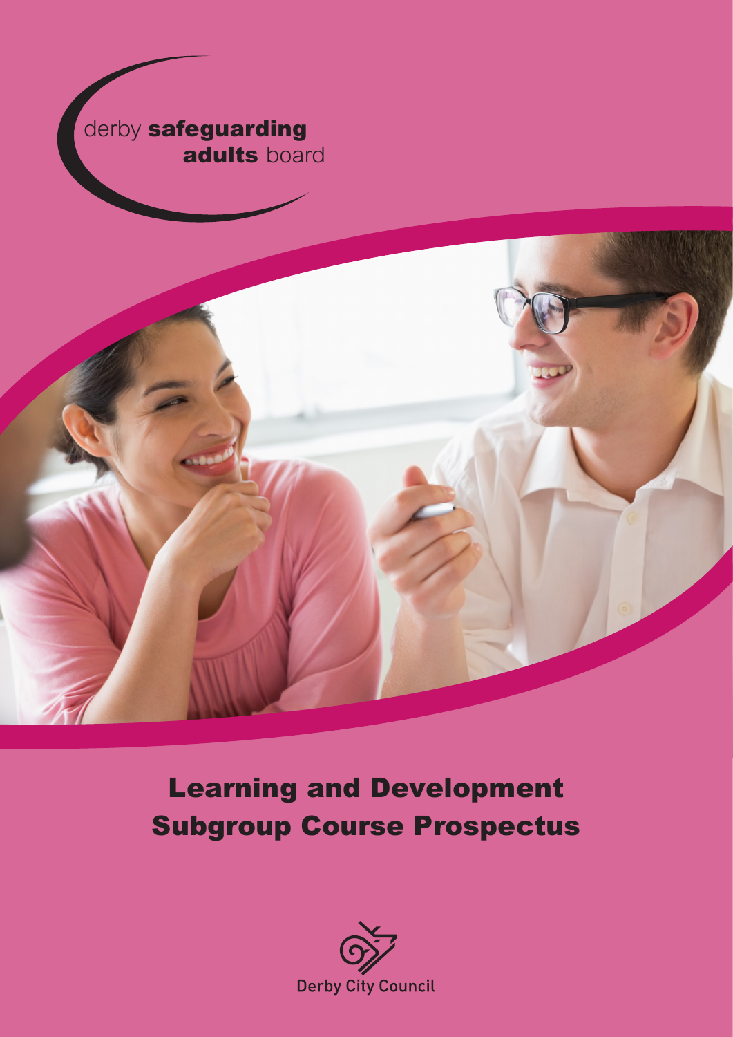derby **safeguarding adults** board

# Learning and Development Subgroup Course Prospectus

Derby City Council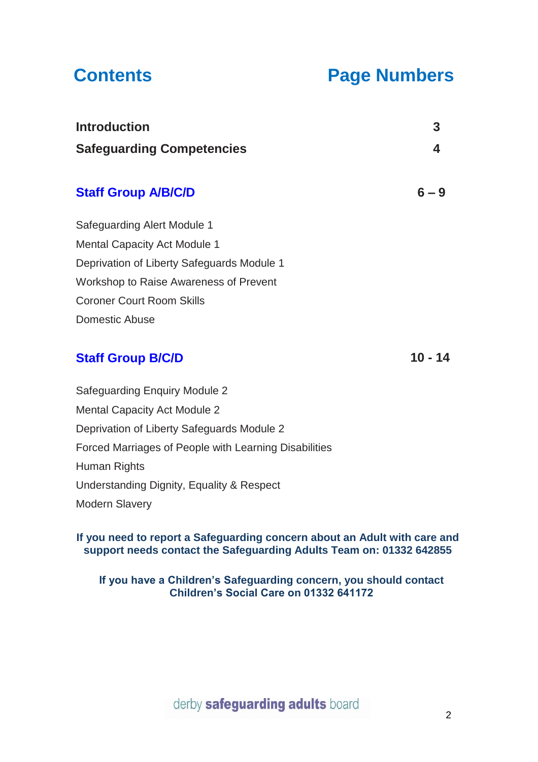# Contents

**Page Numbers**

| | |
|---|---|
| **Introduction** | **3** |
| **Safeguarding Competencies** | **4** |

## Staff Group A/B/C/D — 6 – 9

Safeguarding Alert Module 1

Mental Capacity Act Module 1

Deprivation of Liberty Safeguards Module 1

Workshop to Raise Awareness of Prevent

Coroner Court Room Skills

Domestic Abuse

## Staff Group B/C/D — 10 - 14

Safeguarding Enquiry Module 2

Mental Capacity Act Module 2

Deprivation of Liberty Safeguards Module 2

Forced Marriages of People with Learning Disabilities

Human Rights

Understanding Dignity, Equality & Respect

Modern Slavery

**If you need to report a Safeguarding concern about an Adult with care and support needs contact the Safeguarding Adults Team on: 01332 642855**

**If you have a Children's Safeguarding concern, you should contact Children's Social Care on 01332 641172**

derby **safeguarding adults** board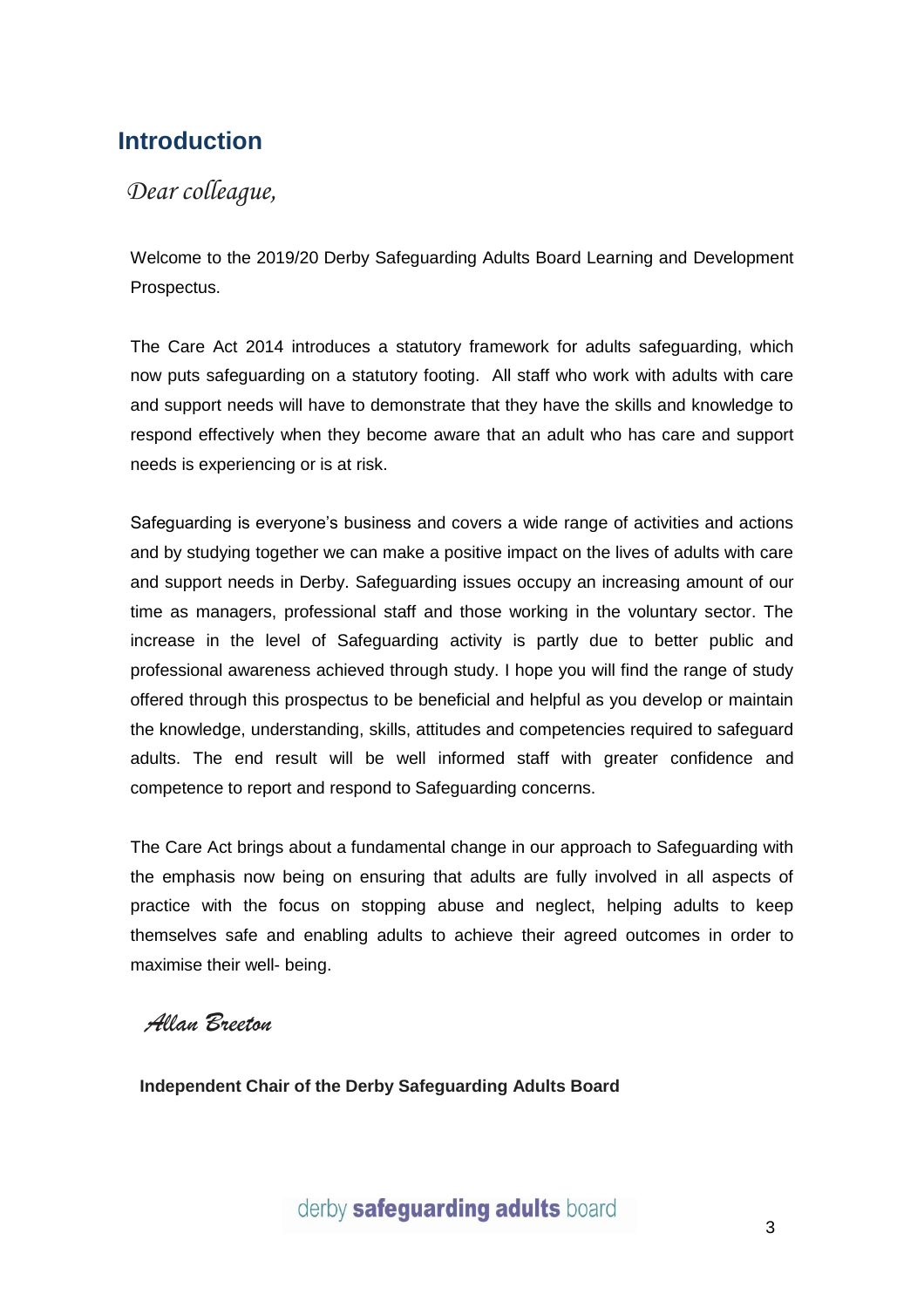# Introduction

*Dear colleague,*

Welcome to the 2019/20 Derby Safeguarding Adults Board Learning and Development Prospectus.

The Care Act 2014 introduces a statutory framework for adults safeguarding, which now puts safeguarding on a statutory footing. All staff who work with adults with care and support needs will have to demonstrate that they have the skills and knowledge to respond effectively when they become aware that an adult who has care and support needs is experiencing or is at risk.

Safeguarding is everyone's business and covers a wide range of activities and actions and by studying together we can make a positive impact on the lives of adults with care and support needs in Derby. Safeguarding issues occupy an increasing amount of our time as managers, professional staff and those working in the voluntary sector. The increase in the level of Safeguarding activity is partly due to better public and professional awareness achieved through study. I hope you will find the range of study offered through this prospectus to be beneficial and helpful as you develop or maintain the knowledge, understanding, skills, attitudes and competencies required to safeguard adults. The end result will be well informed staff with greater confidence and competence to report and respond to Safeguarding concerns.

The Care Act brings about a fundamental change in our approach to Safeguarding with the emphasis now being on ensuring that adults are fully involved in all aspects of practice with the focus on stopping abuse and neglect, helping adults to keep themselves safe and enabling adults to achieve their agreed outcomes in order to maximise their well- being.

*Allan Breeton*

**Independent Chair of the Derby Safeguarding Adults Board**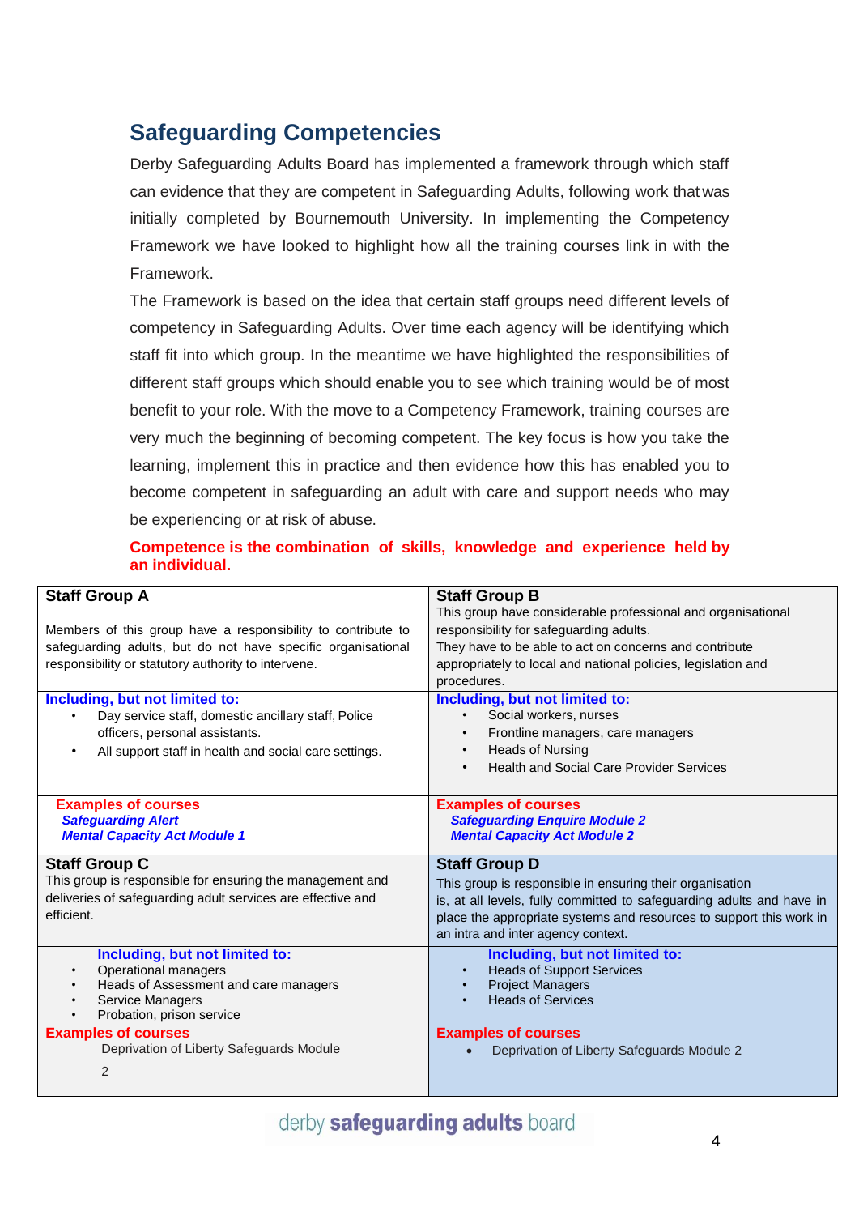## Safeguarding Competencies

Derby Safeguarding Adults Board has implemented a framework through which staff can evidence that they are competent in Safeguarding Adults, following work that was initially completed by Bournemouth University. In implementing the Competency Framework we have looked to highlight how all the training courses link in with the Framework.

The Framework is based on the idea that certain staff groups need different levels of competency in Safeguarding Adults. Over time each agency will be identifying which staff fit into which group. In the meantime we have highlighted the responsibilities of different staff groups which should enable you to see which training would be of most benefit to your role. With the move to a Competency Framework, training courses are very much the beginning of becoming competent. The key focus is how you take the learning, implement this in practice and then evidence how this has enabled you to become competent in safeguarding an adult with care and support needs who may be experiencing or at risk of abuse.

**Competence is the combination of skills, knowledge and experience held by an individual.**

| **Staff Group A**<br><br>Members of this group have a responsibility to contribute to safeguarding adults, but do not have specific organisational responsibility or statutory authority to intervene. | **Staff Group B**<br>This group have considerable professional and organisational responsibility for safeguarding adults.<br>They have to be able to act on concerns and contribute appropriately to local and national policies, legislation and procedures. |
|---|---|
| **Including, but not limited to:**<br>• Day service staff, domestic ancillary staff, Police officers, personal assistants.<br>• All support staff in health and social care settings. | **Including, but not limited to:**<br>• Social workers, nurses<br>• Frontline managers, care managers<br>• Heads of Nursing<br>• Health and Social Care Provider Services |
| **Examples of courses**<br>***Safeguarding Alert***<br>***Mental Capacity Act Module 1*** | **Examples of courses**<br>***Safeguarding Enquire Module 2***<br>***Mental Capacity Act Module 2*** |
| **Staff Group C**<br>This group is responsible for ensuring the management and deliveries of safeguarding adult services are effective and efficient. | **Staff Group D**<br>This group is responsible in ensuring their organisation is, at all levels, fully committed to safeguarding adults and have in place the appropriate systems and resources to support this work in an intra and inter agency context. |
| **Including, but not limited to:**<br>• Operational managers<br>• Heads of Assessment and care managers<br>• Service Managers<br>• Probation, prison service | **Including, but not limited to:**<br>• Heads of Support Services<br>• Project Managers<br>• Heads of Services |
| **Examples of courses**<br>Deprivation of Liberty Safeguards Module 2 | **Examples of courses**<br>• Deprivation of Liberty Safeguards Module 2 |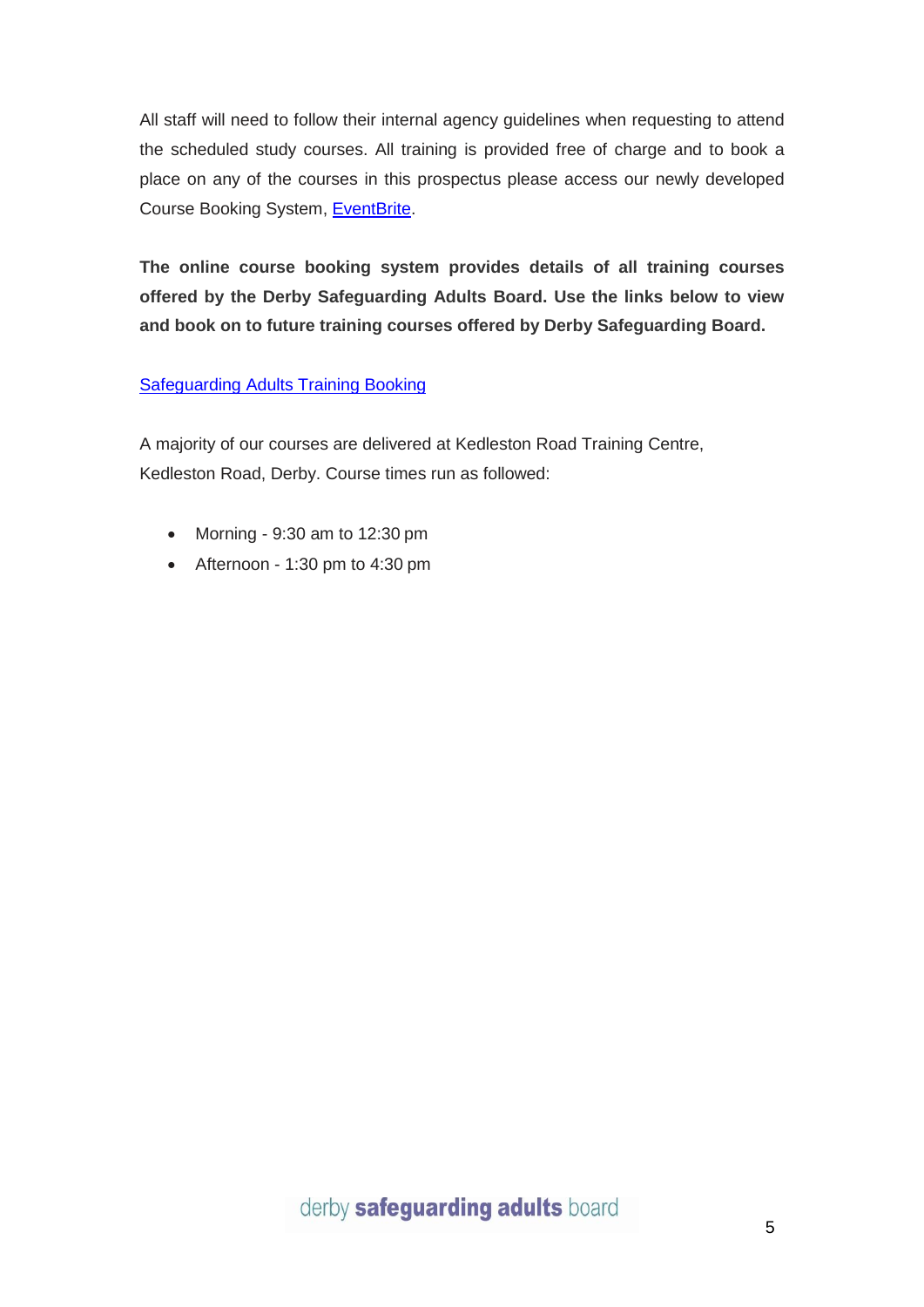All staff will need to follow their internal agency guidelines when requesting to attend the scheduled study courses. All training is provided free of charge and to book a place on any of the courses in this prospectus please access our newly developed Course Booking System, EventBrite.

**The online course booking system provides details of all training courses offered by the Derby Safeguarding Adults Board. Use the links below to view and book on to future training courses offered by Derby Safeguarding Board.**

Safeguarding Adults Training Booking

A majority of our courses are delivered at Kedleston Road Training Centre, Kedleston Road, Derby. Course times run as followed:

- Morning - 9:30 am to 12:30 pm
- Afternoon - 1:30 pm to 4:30 pm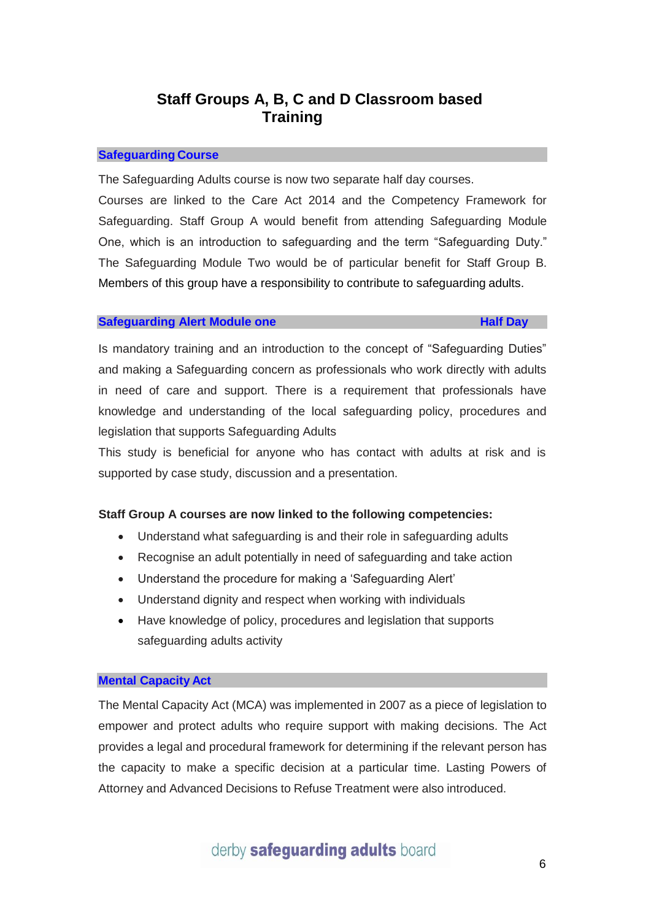# Staff Groups A, B, C and D Classroom based Training

## Safeguarding Course

The Safeguarding Adults course is now two separate half day courses.

Courses are linked to the Care Act 2014 and the Competency Framework for Safeguarding. Staff Group A would benefit from attending Safeguarding Module One, which is an introduction to safeguarding and the term "Safeguarding Duty." The Safeguarding Module Two would be of particular benefit for Staff Group B. Members of this group have a responsibility to contribute to safeguarding adults.

## Safeguarding Alert Module one — Half Day

Is mandatory training and an introduction to the concept of "Safeguarding Duties" and making a Safeguarding concern as professionals who work directly with adults in need of care and support. There is a requirement that professionals have knowledge and understanding of the local safeguarding policy, procedures and legislation that supports Safeguarding Adults

This study is beneficial for anyone who has contact with adults at risk and is supported by case study, discussion and a presentation.

**Staff Group A courses are now linked to the following competencies:**

- Understand what safeguarding is and their role in safeguarding adults
- Recognise an adult potentially in need of safeguarding and take action
- Understand the procedure for making a 'Safeguarding Alert'
- Understand dignity and respect when working with individuals
- Have knowledge of policy, procedures and legislation that supports safeguarding adults activity

## Mental Capacity Act

The Mental Capacity Act (MCA) was implemented in 2007 as a piece of legislation to empower and protect adults who require support with making decisions. The Act provides a legal and procedural framework for determining if the relevant person has the capacity to make a specific decision at a particular time. Lasting Powers of Attorney and Advanced Decisions to Refuse Treatment were also introduced.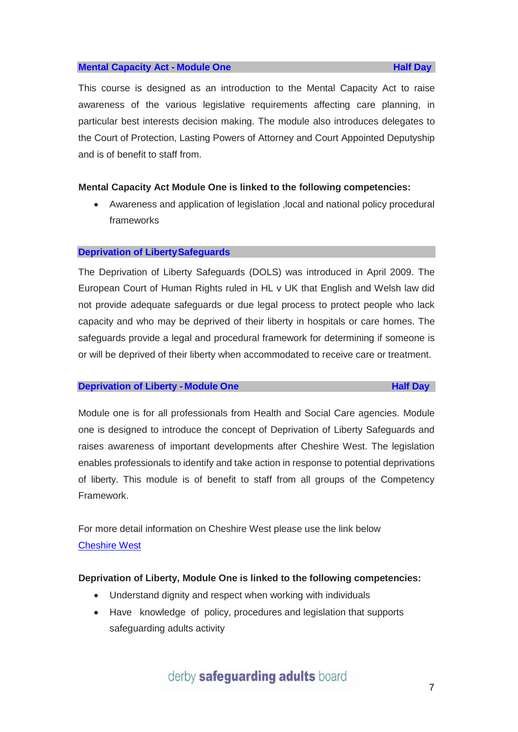## Mental Capacity Act - Module One — Half Day

This course is designed as an introduction to the Mental Capacity Act to raise awareness of the various legislative requirements affecting care planning, in particular best interests decision making. The module also introduces delegates to the Court of Protection, Lasting Powers of Attorney and Court Appointed Deputyship and is of benefit to staff from.

**Mental Capacity Act Module One is linked to the following competencies:**

- Awareness and application of legislation ,local and national policy procedural frameworks

## Deprivation of Liberty Safeguards

The Deprivation of Liberty Safeguards (DOLS) was introduced in April 2009. The European Court of Human Rights ruled in HL v UK that English and Welsh law did not provide adequate safeguards or due legal process to protect people who lack capacity and who may be deprived of their liberty in hospitals or care homes. The safeguards provide a legal and procedural framework for determining if someone is or will be deprived of their liberty when accommodated to receive care or treatment.

## Deprivation of Liberty - Module One — Half Day

Module one is for all professionals from Health and Social Care agencies. Module one is designed to introduce the concept of Deprivation of Liberty Safeguards and raises awareness of important developments after Cheshire West. The legislation enables professionals to identify and take action in response to potential deprivations of liberty. This module is of benefit to staff from all groups of the Competency Framework.

For more detail information on Cheshire West please use the link below
Cheshire West

**Deprivation of Liberty, Module One is linked to the following competencies:**

- Understand dignity and respect when working with individuals
- Have knowledge of policy, procedures and legislation that supports safeguarding adults activity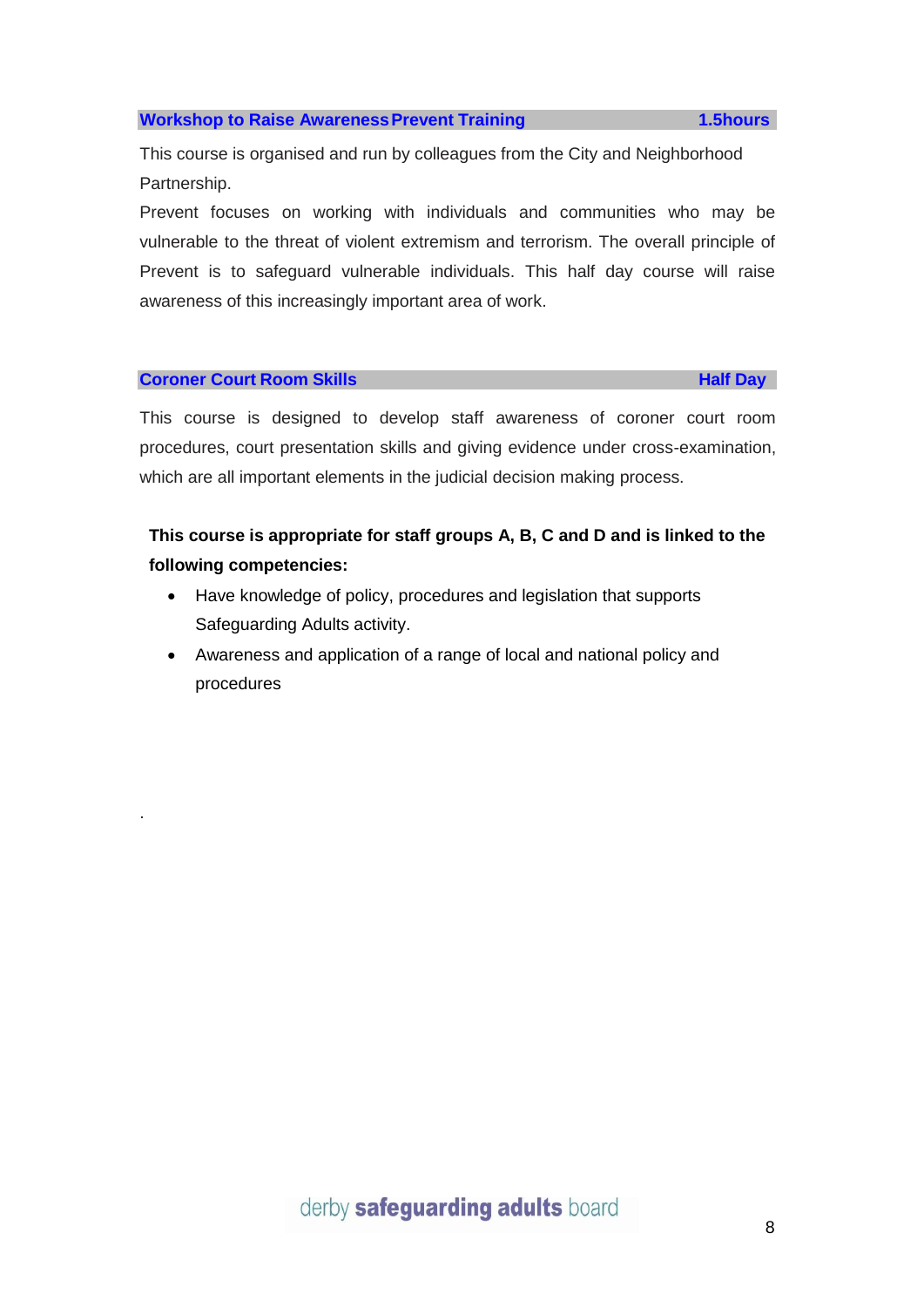### Workshop to Raise Awareness Prevent Training — 1.5hours

This course is organised and run by colleagues from the City and Neighborhood Partnership.

Prevent focuses on working with individuals and communities who may be vulnerable to the threat of violent extremism and terrorism. The overall principle of Prevent is to safeguard vulnerable individuals. This half day course will raise awareness of this increasingly important area of work.

### Coroner Court Room Skills — Half Day

This course is designed to develop staff awareness of coroner court room procedures, court presentation skills and giving evidence under cross-examination, which are all important elements in the judicial decision making process.

**This course is appropriate for staff groups A, B, C and D and is linked to the following competencies:**

- Have knowledge of policy, procedures and legislation that supports Safeguarding Adults activity.
- Awareness and application of a range of local and national policy and procedures

.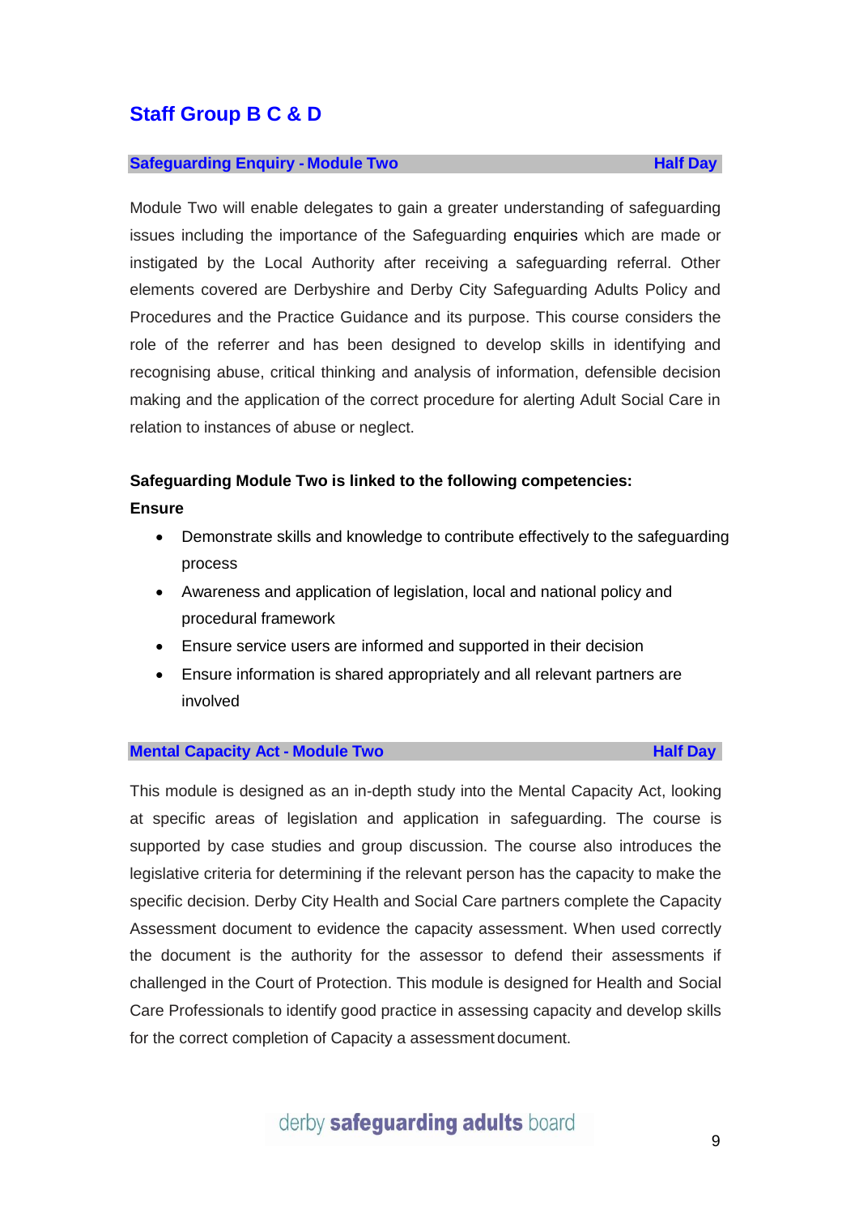## Staff Group B C & D

### Safeguarding Enquiry - Module Two — Half Day

Module Two will enable delegates to gain a greater understanding of safeguarding issues including the importance of the Safeguarding enquiries which are made or instigated by the Local Authority after receiving a safeguarding referral. Other elements covered are Derbyshire and Derby City Safeguarding Adults Policy and Procedures and the Practice Guidance and its purpose. This course considers the role of the referrer and has been designed to develop skills in identifying and recognising abuse, critical thinking and analysis of information, defensible decision making and the application of the correct procedure for alerting Adult Social Care in relation to instances of abuse or neglect.

**Safeguarding Module Two is linked to the following competencies:**

**Ensure**

- Demonstrate skills and knowledge to contribute effectively to the safeguarding process
- Awareness and application of legislation, local and national policy and procedural framework
- Ensure service users are informed and supported in their decision
- Ensure information is shared appropriately and all relevant partners are involved

### Mental Capacity Act - Module Two — Half Day

This module is designed as an in-depth study into the Mental Capacity Act, looking at specific areas of legislation and application in safeguarding. The course is supported by case studies and group discussion. The course also introduces the legislative criteria for determining if the relevant person has the capacity to make the specific decision. Derby City Health and Social Care partners complete the Capacity Assessment document to evidence the capacity assessment. When used correctly the document is the authority for the assessor to defend their assessments if challenged in the Court of Protection. This module is designed for Health and Social Care Professionals to identify good practice in assessing capacity and develop skills for the correct completion of Capacity a assessment document.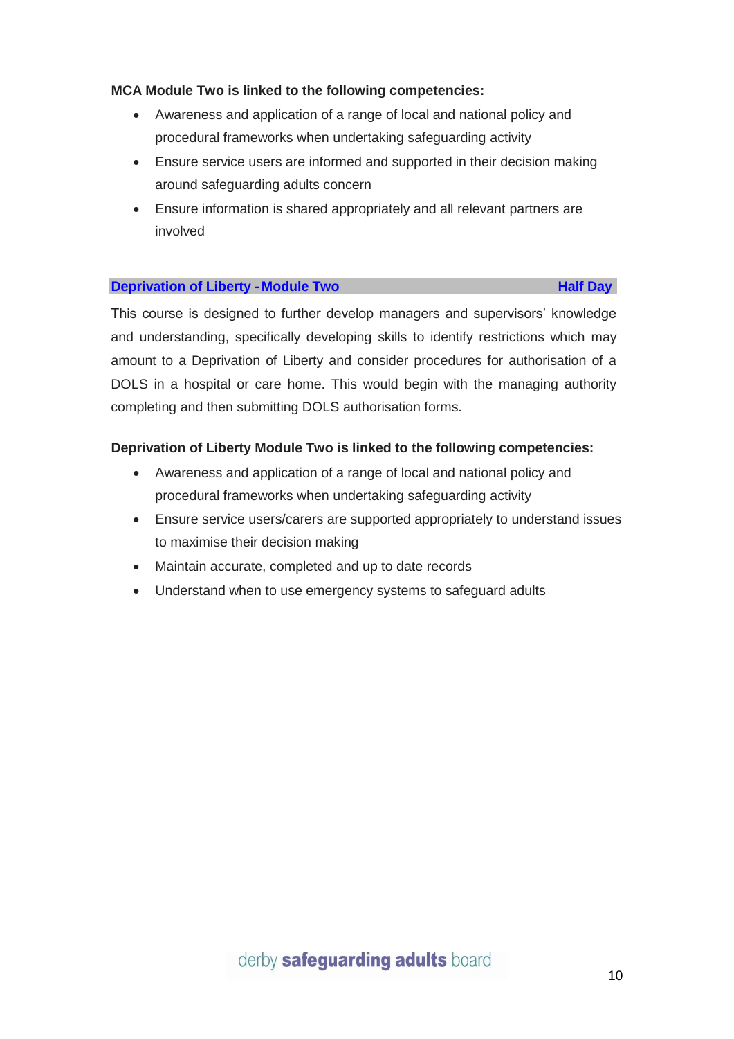**MCA Module Two is linked to the following competencies:**

- Awareness and application of a range of local and national policy and procedural frameworks when undertaking safeguarding activity
- Ensure service users are informed and supported in their decision making around safeguarding adults concern
- Ensure information is shared appropriately and all relevant partners are involved

### Deprivation of Liberty - Module Two — Half Day

This course is designed to further develop managers and supervisors' knowledge and understanding, specifically developing skills to identify restrictions which may amount to a Deprivation of Liberty and consider procedures for authorisation of a DOLS in a hospital or care home. This would begin with the managing authority completing and then submitting DOLS authorisation forms.

**Deprivation of Liberty Module Two is linked to the following competencies:**

- Awareness and application of a range of local and national policy and procedural frameworks when undertaking safeguarding activity
- Ensure service users/carers are supported appropriately to understand issues to maximise their decision making
- Maintain accurate, completed and up to date records
- Understand when to use emergency systems to safeguard adults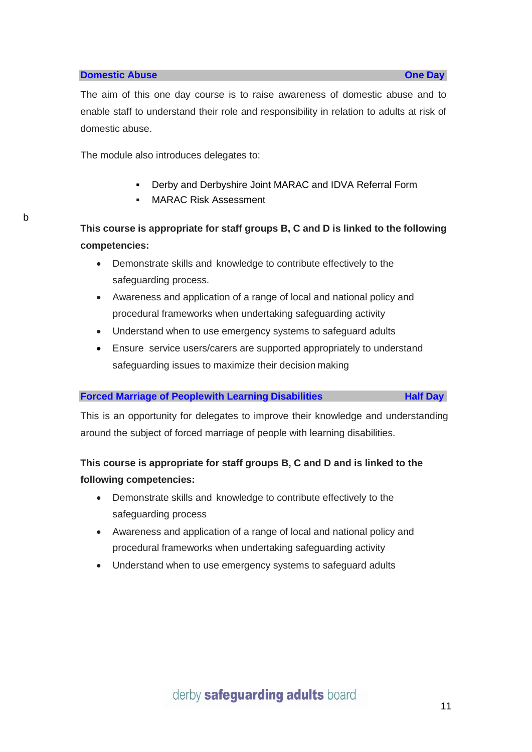## Domestic Abuse — One Day

The aim of this one day course is to raise awareness of domestic abuse and to enable staff to understand their role and responsibility in relation to adults at risk of domestic abuse.

The module also introduces delegates to:

- Derby and Derbyshire Joint MARAC and IDVA Referral Form
- MARAC Risk Assessment

b

**This course is appropriate for staff groups B, C and D is linked to the following competencies:**

- Demonstrate skills and knowledge to contribute effectively to the safeguarding process.
- Awareness and application of a range of local and national policy and procedural frameworks when undertaking safeguarding activity
- Understand when to use emergency systems to safeguard adults
- Ensure service users/carers are supported appropriately to understand safeguarding issues to maximize their decision making

## Forced Marriage of Peoplewith Learning Disabilities — Half Day

This is an opportunity for delegates to improve their knowledge and understanding around the subject of forced marriage of people with learning disabilities.

**This course is appropriate for staff groups B, C and D and is linked to the following competencies:**

- Demonstrate skills and knowledge to contribute effectively to the safeguarding process
- Awareness and application of a range of local and national policy and procedural frameworks when undertaking safeguarding activity
- Understand when to use emergency systems to safeguard adults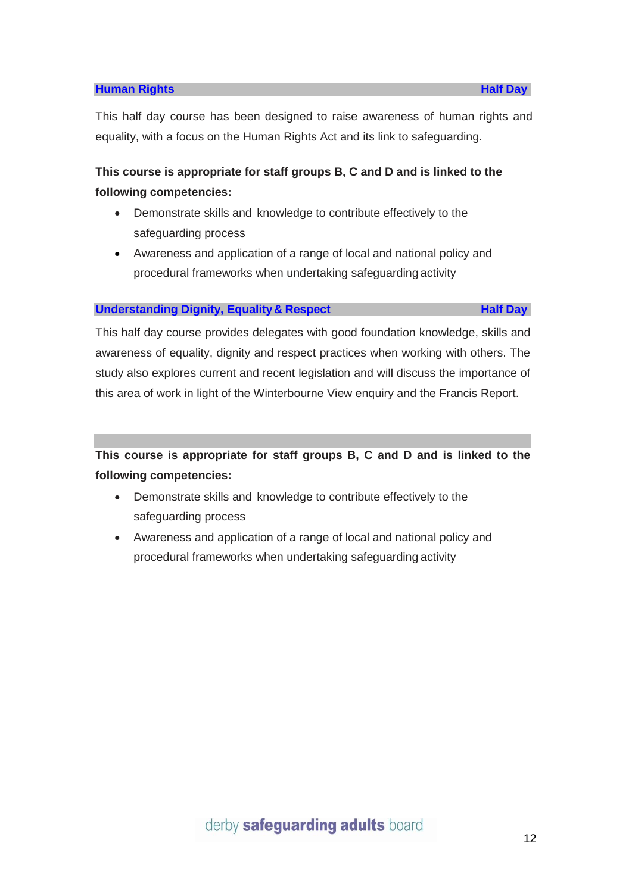## Human Rights — Half Day

This half day course has been designed to raise awareness of human rights and equality, with a focus on the Human Rights Act and its link to safeguarding.

**This course is appropriate for staff groups B, C and D and is linked to the following competencies:**

- Demonstrate skills and knowledge to contribute effectively to the safeguarding process
- Awareness and application of a range of local and national policy and procedural frameworks when undertaking safeguarding activity

## Understanding Dignity, Equality & Respect — Half Day

This half day course provides delegates with good foundation knowledge, skills and awareness of equality, dignity and respect practices when working with others. The study also explores current and recent legislation and will discuss the importance of this area of work in light of the Winterbourne View enquiry and the Francis Report.

**This course is appropriate for staff groups B, C and D and is linked to the following competencies:**

- Demonstrate skills and knowledge to contribute effectively to the safeguarding process
- Awareness and application of a range of local and national policy and procedural frameworks when undertaking safeguarding activity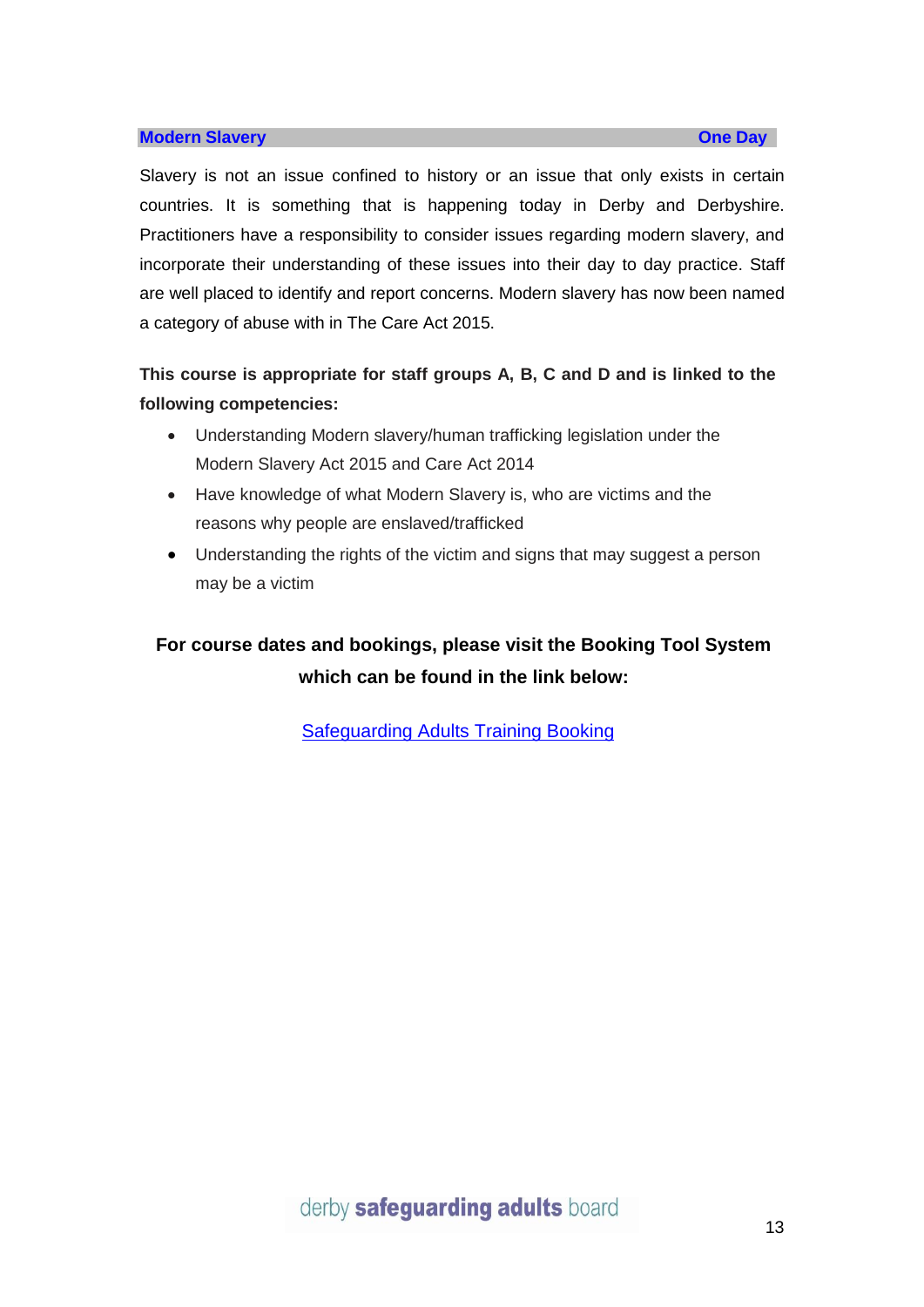## Modern Slavery — One Day

Slavery is not an issue confined to history or an issue that only exists in certain countries. It is something that is happening today in Derby and Derbyshire. Practitioners have a responsibility to consider issues regarding modern slavery, and incorporate their understanding of these issues into their day to day practice. Staff are well placed to identify and report concerns. Modern slavery has now been named a category of abuse with in The Care Act 2015.

**This course is appropriate for staff groups A, B, C and D and is linked to the following competencies:**

- Understanding Modern slavery/human trafficking legislation under the Modern Slavery Act 2015 and Care Act 2014
- Have knowledge of what Modern Slavery is, who are victims and the reasons why people are enslaved/trafficked
- Understanding the rights of the victim and signs that may suggest a person may be a victim

**For course dates and bookings, please visit the Booking Tool System which can be found in the link below:**

Safeguarding Adults Training Booking